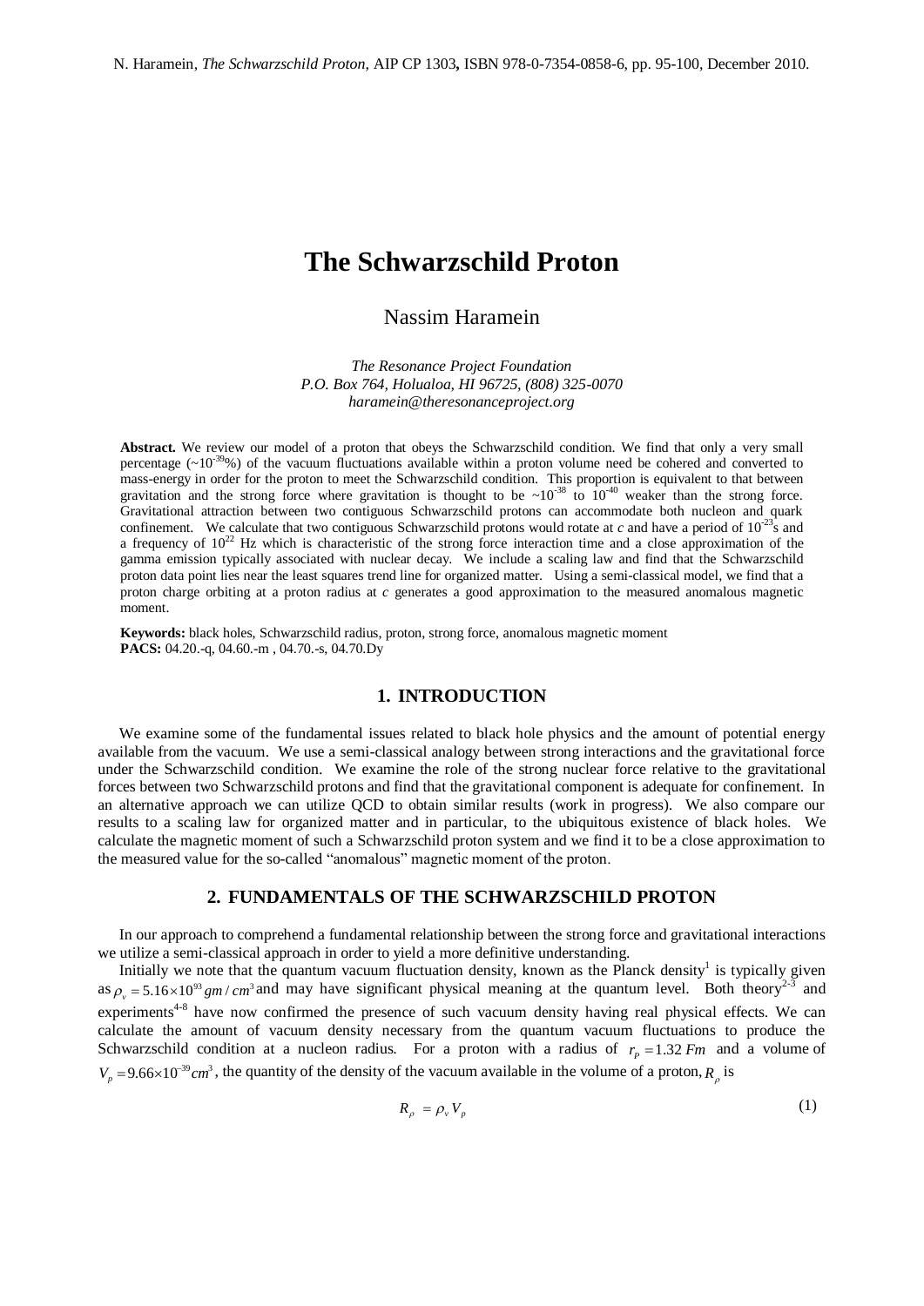# The Schwarzschild Proton

Nassim Haramein

*The Resonance Project Foundation*
*P.O. Box 764, Holualoa, HI 96725, (808) 325-0070*
*haramein@theresonanceproject.org*

**Abstract.** We review our model of a proton that obeys the Schwarzschild condition. We find that only a very small percentage ($\sim 10^{-39}\%$) of the vacuum fluctuations available within a proton volume need be cohered and converted to mass-energy in order for the proton to meet the Schwarzschild condition. This proportion is equivalent to that between gravitation and the strong force where gravitation is thought to be $\sim 10^{-38}$ to $10^{-40}$ weaker than the strong force. Gravitational attraction between two contiguous Schwarzschild protons can accommodate both nucleon and quark confinement. We calculate that two contiguous Schwarzschild protons would rotate at *c* and have a period of $10^{-23}$s and a frequency of $10^{22}$ Hz which is characteristic of the strong force interaction time and a close approximation of the gamma emission typically associated with nuclear decay. We include a scaling law and find that the Schwarzschild proton data point lies near the least squares trend line for organized matter. Using a semi-classical model, we find that a proton charge orbiting at a proton radius at *c* generates a good approximation to the measured anomalous magnetic moment.

**Keywords:** black holes, Schwarzschild radius, proton, strong force, anomalous magnetic moment
**PACS:** 04.20.-q, 04.60.-m , 04.70.-s, 04.70.Dy

## 1. INTRODUCTION

We examine some of the fundamental issues related to black hole physics and the amount of potential energy available from the vacuum. We use a semi-classical analogy between strong interactions and the gravitational force under the Schwarzschild condition. We examine the role of the strong nuclear force relative to the gravitational forces between two Schwarzschild protons and find that the gravitational component is adequate for confinement. In an alternative approach we can utilize QCD to obtain similar results (work in progress). We also compare our results to a scaling law for organized matter and in particular, to the ubiquitous existence of black holes. We calculate the magnetic moment of such a Schwarzschild proton system and we find it to be a close approximation to the measured value for the so-called "anomalous" magnetic moment of the proton.

## 2. FUNDAMENTALS OF THE SCHWARZSCHILD PROTON

In our approach to comprehend a fundamental relationship between the strong force and gravitational interactions we utilize a semi-classical approach in order to yield a more definitive understanding.

Initially we note that the quantum vacuum fluctuation density, known as the Planck density[1] is typically given as $\rho_v = 5.16\times10^{93}\, gm/cm^3$ and may have significant physical meaning at the quantum level. Both theory[2-3] and experiments[4-8] have now confirmed the presence of such vacuum density having real physical effects. We can calculate the amount of vacuum density necessary from the quantum vacuum fluctuations to produce the Schwarzschild condition at a nucleon radius. For a proton with a radius of $r_p = 1.32\, Fm$ and a volume of $V_p = 9.66\times10^{-39} cm^3$, the quantity of the density of the vacuum available in the volume of a proton, $R_\rho$ is

$$R_\rho = \rho_v V_p \tag{1}$$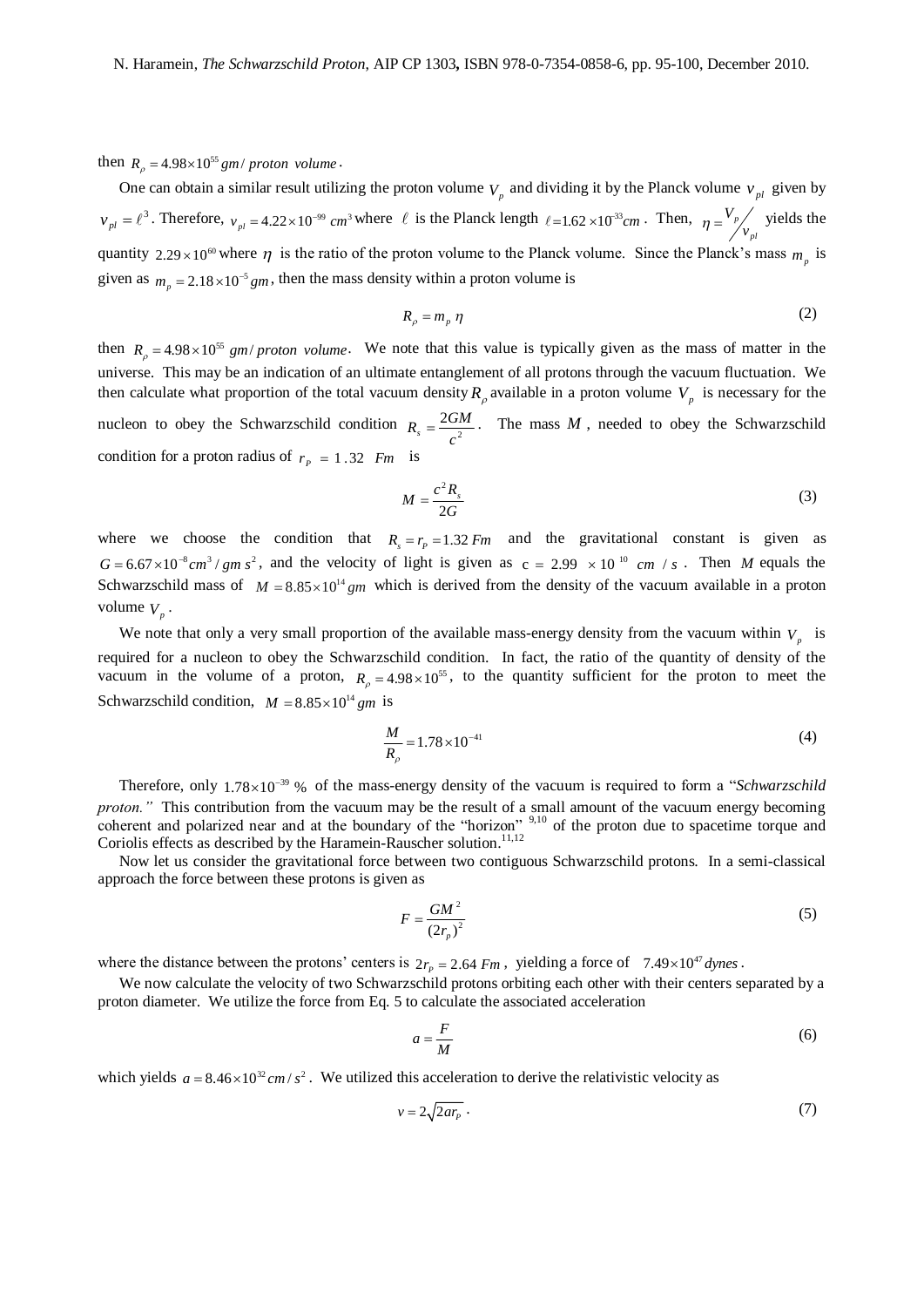then $R_\rho = 4.98 \times 10^{55}\, gm/\, proton\ volume$.

One can obtain a similar result utilizing the proton volume $V_p$ and dividing it by the Planck volume $v_{pl}$ given by $v_{pl} = \ell^3$. Therefore, $v_{pl} = 4.22 \times 10^{-99}\ cm^3$ where $\ell$ is the Planck length $\ell = 1.62 \times 10^{-33} cm$. Then, $\eta = V_p / v_{pl}$ yields the quantity $2.29 \times 10^{60}$ where $\eta$ is the ratio of the proton volume to the Planck volume. Since the Planck's mass $m_p$ is given as $m_p = 2.18 \times 10^{-5}\, gm$, then the mass density within a proton volume is

$$R_\rho = m_p\, \eta \tag{2}$$

then $R_\rho = 4.98 \times 10^{55}\ gm/\, proton\ volume$. We note that this value is typically given as the mass of matter in the universe. This may be an indication of an ultimate entanglement of all protons through the vacuum fluctuation. We then calculate what proportion of the total vacuum density $R_\rho$ available in a proton volume $V_p$ is necessary for the nucleon to obey the Schwarzschild condition $R_s = \frac{2GM}{c^2}$. The mass $M$, needed to obey the Schwarzschild condition for a proton radius of $r_P = 1.32\ \ Fm$ is

$$M = \frac{c^2 R_s}{2G} \tag{3}$$

where we choose the condition that $R_s = r_p = 1.32\, Fm$ and the gravitational constant is given as $G = 6.67 \times 10^{-8} cm^3 / gm\, s^2$, and the velocity of light is given as $c = 2.99 \times 10^{10}\ cm\ /\ s$. Then $M$ equals the Schwarzschild mass of $M = 8.85 \times 10^{14}\, gm$ which is derived from the density of the vacuum available in a proton volume $V_p$.

We note that only a very small proportion of the available mass-energy density from the vacuum within $V_p$ is required for a nucleon to obey the Schwarzschild condition. In fact, the ratio of the quantity of density of the vacuum in the volume of a proton, $R_\rho = 4.98 \times 10^{55}$, to the quantity sufficient for the proton to meet the Schwarzschild condition, $M = 8.85 \times 10^{14}\, gm$ is

$$\frac{M}{R_\rho} = 1.78 \times 10^{-41} \tag{4}$$

Therefore, only $1.78 \times 10^{-39}$ % of the mass-energy density of the vacuum is required to form a "*Schwarzschild proton."* This contribution from the vacuum may be the result of a small amount of the vacuum energy becoming coherent and polarized near and at the boundary of the "horizon" [9,10] of the proton due to spacetime torque and Coriolis effects as described by the Haramein-Rauscher solution.[11,12]

Now let us consider the gravitational force between two contiguous Schwarzschild protons. In a semi-classical approach the force between these protons is given as

$$F = \frac{GM^2}{(2r_p)^2} \tag{5}$$

where the distance between the protons' centers is $2r_P = 2.64\, Fm$, yielding a force of $7.49 \times 10^{47}\, dynes$.

We now calculate the velocity of two Schwarzschild protons orbiting each other with their centers separated by a proton diameter. We utilize the force from Eq. 5 to calculate the associated acceleration

$$a = \frac{F}{M} \tag{6}$$

which yields $a = 8.46 \times 10^{32}\, cm/s^2$. We utilized this acceleration to derive the relativistic velocity as

$$v = 2\sqrt{2ar_P}\ . \tag{7}$$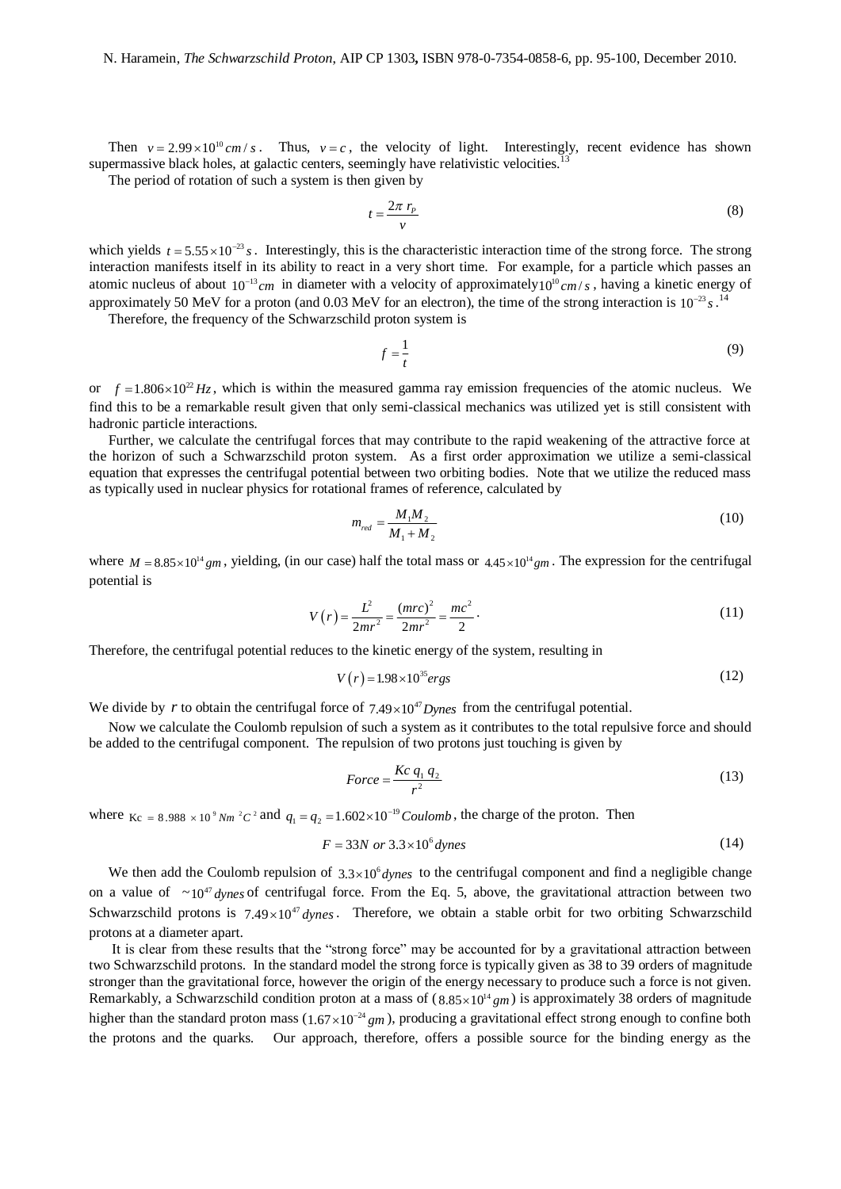Then $v = 2.99 \times 10^{10}\, cm/s$. Thus, $v = c$, the velocity of light. Interestingly, recent evidence has shown supermassive black holes, at galactic centers, seemingly have relativistic velocities.[13]

The period of rotation of such a system is then given by

$$t = \frac{2\pi\, r_P}{v} \tag{8}$$

which yields $t = 5.55 \times 10^{-23}\, s$. Interestingly, this is the characteristic interaction time of the strong force. The strong interaction manifests itself in its ability to react in a very short time. For example, for a particle which passes an atomic nucleus of about $10^{-13} cm$ in diameter with a velocity of approximately $10^{10} cm/s$, having a kinetic energy of approximately 50 MeV for a proton (and 0.03 MeV for an electron), the time of the strong interaction is $10^{-23} s$.[14]

Therefore, the frequency of the Schwarzschild proton system is

$$f = \frac{1}{t} \tag{9}$$

or $f = 1.806 \times 10^{22}\, Hz$, which is within the measured gamma ray emission frequencies of the atomic nucleus. We find this to be a remarkable result given that only semi-classical mechanics was utilized yet is still consistent with hadronic particle interactions.

Further, we calculate the centrifugal forces that may contribute to the rapid weakening of the attractive force at the horizon of such a Schwarzschild proton system. As a first order approximation we utilize a semi-classical equation that expresses the centrifugal potential between two orbiting bodies. Note that we utilize the reduced mass as typically used in nuclear physics for rotational frames of reference, calculated by

$$m_{red} = \frac{M_1 M_2}{M_1 + M_2} \tag{10}$$

where $M = 8.85 \times 10^{14}\, gm$, yielding, (in our case) half the total mass or $4.45 \times 10^{14}\, gm$. The expression for the centrifugal potential is

$$V\left(r\right) = \frac{L^2}{2mr^2} = \frac{(mrc)^2}{2mr^2} = \frac{mc^2}{2} \cdot \tag{11}$$

Therefore, the centrifugal potential reduces to the kinetic energy of the system, resulting in

$$V\left(r\right) = 1.98 \times 10^{35} ergs \tag{12}$$

We divide by $r$ to obtain the centrifugal force of $7.49 \times 10^{47} Dynes$ from the centrifugal potential.

Now we calculate the Coulomb repulsion of such a system as it contributes to the total repulsive force and should be added to the centrifugal component. The repulsion of two protons just touching is given by

$$Force = \frac{Kc\; q_1\; q_2}{r^2} \tag{13}$$

where $Kc = 8.988 \times 10^{9}\, Nm^{2}C^{2}$ and $q_1 = q_2 = 1.602 \times 10^{-19} Coulomb$, the charge of the proton. Then

$$F = 33N \; or \; 3.3 \times 10^{6} dynes \tag{14}$$

We then add the Coulomb repulsion of $3.3 \times 10^{6} dynes$ to the centrifugal component and find a negligible change on a value of $\sim 10^{47} dynes$ of centrifugal force. From the Eq. 5, above, the gravitational attraction between two Schwarzschild protons is $7.49 \times 10^{47} dynes$. Therefore, we obtain a stable orbit for two orbiting Schwarzschild protons at a diameter apart.

It is clear from these results that the "strong force" may be accounted for by a gravitational attraction between two Schwarzschild protons. In the standard model the strong force is typically given as 38 to 39 orders of magnitude stronger than the gravitational force, however the origin of the energy necessary to produce such a force is not given. Remarkably, a Schwarzschild condition proton at a mass of ($8.85 \times 10^{14} gm$) is approximately 38 orders of magnitude higher than the standard proton mass ($1.67 \times 10^{-24} gm$), producing a gravitational effect strong enough to confine both the protons and the quarks. Our approach, therefore, offers a possible source for the binding energy as the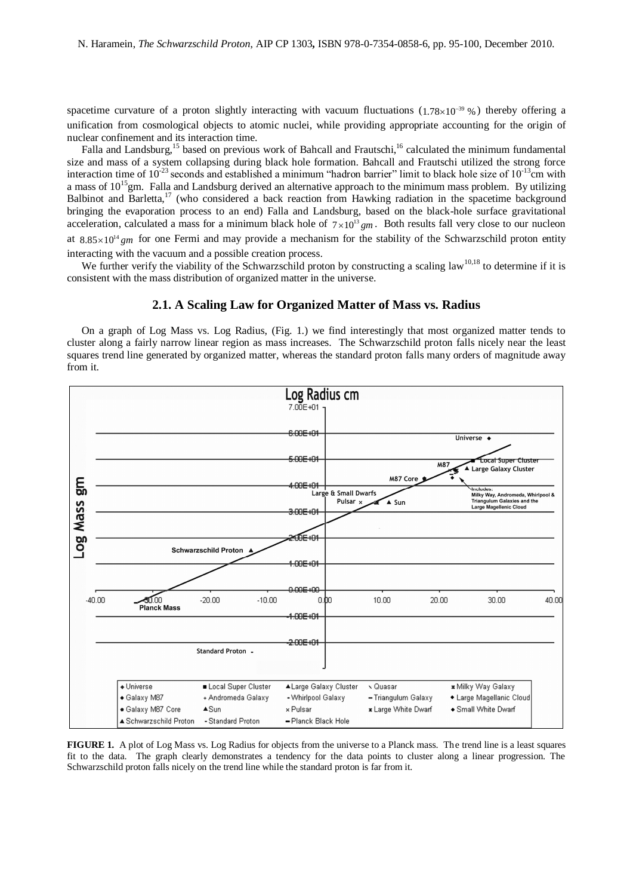spacetime curvature of a proton slightly interacting with vacuum fluctuations ($1.78\times10^{-39}$ %) thereby offering a unification from cosmological objects to atomic nuclei, while providing appropriate accounting for the origin of nuclear confinement and its interaction time.

Falla and Landsburg,[15] based on previous work of Bahcall and Frautschi,[16] calculated the minimum fundamental size and mass of a system collapsing during black hole formation. Bahcall and Frautschi utilized the strong force interaction time of $10^{-23}$ seconds and established a minimum "hadron barrier" limit to black hole size of $10^{-13}$cm with a mass of $10^{15}$gm. Falla and Landsburg derived an alternative approach to the minimum mass problem. By utilizing Balbinot and Barletta,[17] (who considered a back reaction from Hawking radiation in the spacetime background bringing the evaporation process to an end) Falla and Landsburg, based on the black-hole surface gravitational acceleration, calculated a mass for a minimum black hole of $7\times10^{13}\,gm$. Both results fall very close to our nucleon at $8.85\times10^{14}\,gm$ for one Fermi and may provide a mechanism for the stability of the Schwarzschild proton entity interacting with the vacuum and a possible creation process.

We further verify the viability of the Schwarzschild proton by constructing a scaling law[10,18] to determine if it is consistent with the mass distribution of organized matter in the universe.

## 2.1. A Scaling Law for Organized Matter of Mass vs. Radius

On a graph of Log Mass vs. Log Radius, (Fig. 1.) we find interestingly that most organized matter tends to cluster along a fairly narrow linear region as mass increases. The Schwarzschild proton falls nicely near the least squares trend line generated by organized matter, whereas the standard proton falls many orders of magnitude away from it.

**FIGURE 1.** A plot of Log Mass vs. Log Radius for objects from the universe to a Planck mass. The trend line is a least squares fit to the data. The graph clearly demonstrates a tendency for the data points to cluster along a linear progression. The Schwarzschild proton falls nicely on the trend line while the standard proton is far from it.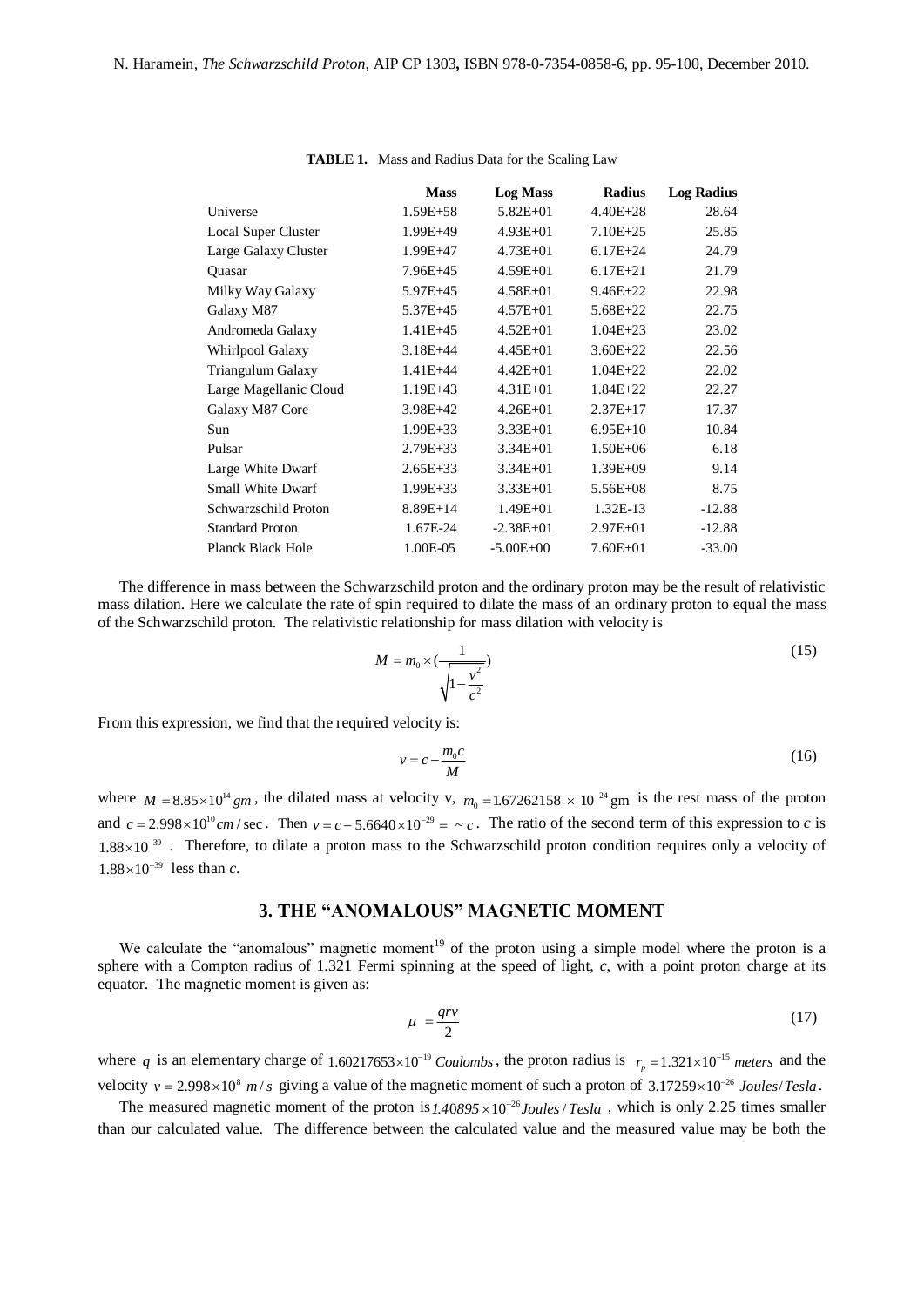**TABLE 1.** Mass and Radius Data for the Scaling Law

| | Mass | Log Mass | Radius | Log Radius |
|---|---|---|---|---|
| Universe | 1.59E+58 | 5.82E+01 | 4.40E+28 | 28.64 |
| Local Super Cluster | 1.99E+49 | 4.93E+01 | 7.10E+25 | 25.85 |
| Large Galaxy Cluster | 1.99E+47 | 4.73E+01 | 6.17E+24 | 24.79 |
| Quasar | 7.96E+45 | 4.59E+01 | 6.17E+21 | 21.79 |
| Milky Way Galaxy | 5.97E+45 | 4.58E+01 | 9.46E+22 | 22.98 |
| Galaxy M87 | 5.37E+45 | 4.57E+01 | 5.68E+22 | 22.75 |
| Andromeda Galaxy | 1.41E+45 | 4.52E+01 | 1.04E+23 | 23.02 |
| Whirlpool Galaxy | 3.18E+44 | 4.45E+01 | 3.60E+22 | 22.56 |
| Triangulum Galaxy | 1.41E+44 | 4.42E+01 | 1.04E+22 | 22.02 |
| Large Magellanic Cloud | 1.19E+43 | 4.31E+01 | 1.84E+22 | 22.27 |
| Galaxy M87 Core | 3.98E+42 | 4.26E+01 | 2.37E+17 | 17.37 |
| Sun | 1.99E+33 | 3.33E+01 | 6.95E+10 | 10.84 |
| Pulsar | 2.79E+33 | 3.34E+01 | 1.50E+06 | 6.18 |
| Large White Dwarf | 2.65E+33 | 3.34E+01 | 1.39E+09 | 9.14 |
| Small White Dwarf | 1.99E+33 | 3.33E+01 | 5.56E+08 | 8.75 |
| Schwarzschild Proton | 8.89E+14 | 1.49E+01 | 1.32E-13 | -12.88 |
| Standard Proton | 1.67E-24 | -2.38E+01 | 2.97E+01 | -12.88 |
| Planck Black Hole | 1.00E-05 | -5.00E+00 | 7.60E+01 | -33.00 |

The difference in mass between the Schwarzschild proton and the ordinary proton may be the result of relativistic mass dilation. Here we calculate the rate of spin required to dilate the mass of an ordinary proton to equal the mass of the Schwarzschild proton. The relativistic relationship for mass dilation with velocity is

$$M = m_0 \times \left(\frac{1}{\sqrt{1-\frac{v^2}{c^2}}}\right) \tag{15}$$

From this expression, we find that the required velocity is:

$$v = c - \frac{m_0 c}{M} \tag{16}$$

where $M = 8.85 \times 10^{14}\, gm$, the dilated mass at velocity v, $m_0 = 1.67262158 \times 10^{-24}\,\text{gm}$ is the rest mass of the proton and $c = 2.998 \times 10^{10}\, cm/\sec$. Then $v = c - 5.6640 \times 10^{-29} = \sim c$. The ratio of the second term of this expression to *c* is $1.88 \times 10^{-39}$. Therefore, to dilate a proton mass to the Schwarzschild proton condition requires only a velocity of $1.88 \times 10^{-39}$ less than *c*.

## 3. THE "ANOMALOUS" MAGNETIC MOMENT

We calculate the "anomalous" magnetic moment[19] of the proton using a simple model where the proton is a sphere with a Compton radius of 1.321 Fermi spinning at the speed of light, *c*, with a point proton charge at its equator. The magnetic moment is given as:

$$\mu = \frac{qrv}{2} \tag{17}$$

where $q$ is an elementary charge of $1.60217653 \times 10^{-19}\, Coulombs$, the proton radius is $r_p = 1.321 \times 10^{-15}\, meters$ and the velocity $v = 2.998 \times 10^{8}\, m/s$ giving a value of the magnetic moment of such a proton of $3.17259 \times 10^{-26}\, Joules/Tesla$.

The measured magnetic moment of the proton is $1.40895 \times 10^{-26}\, Joules/Tesla$, which is only 2.25 times smaller than our calculated value. The difference between the calculated value and the measured value may be both the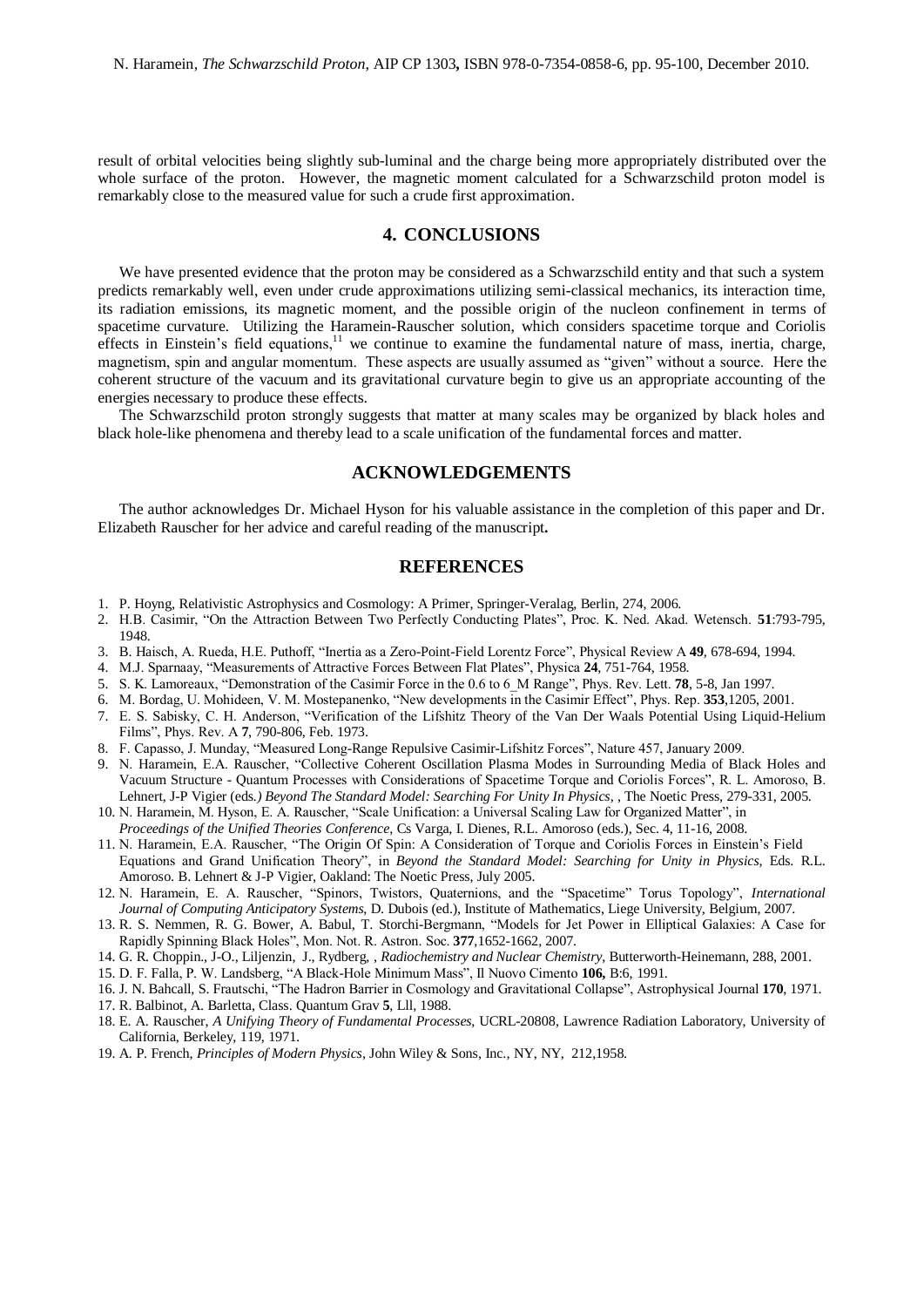result of orbital velocities being slightly sub-luminal and the charge being more appropriately distributed over the whole surface of the proton. However, the magnetic moment calculated for a Schwarzschild proton model is remarkably close to the measured value for such a crude first approximation.

## 4. CONCLUSIONS

We have presented evidence that the proton may be considered as a Schwarzschild entity and that such a system predicts remarkably well, even under crude approximations utilizing semi-classical mechanics, its interaction time, its radiation emissions, its magnetic moment, and the possible origin of the nucleon confinement in terms of spacetime curvature. Utilizing the Haramein-Rauscher solution, which considers spacetime torque and Coriolis effects in Einstein's field equations,[11] we continue to examine the fundamental nature of mass, inertia, charge, magnetism, spin and angular momentum. These aspects are usually assumed as "given" without a source. Here the coherent structure of the vacuum and its gravitational curvature begin to give us an appropriate accounting of the energies necessary to produce these effects.

The Schwarzschild proton strongly suggests that matter at many scales may be organized by black holes and black hole-like phenomena and thereby lead to a scale unification of the fundamental forces and matter.

## ACKNOWLEDGEMENTS

The author acknowledges Dr. Michael Hyson for his valuable assistance in the completion of this paper and Dr. Elizabeth Rauscher for her advice and careful reading of the manuscript**.**

## REFERENCES

1. P. Hoyng, Relativistic Astrophysics and Cosmology: A Primer, Springer-Veralag, Berlin, 274, 2006.
2. H.B. Casimir, "On the Attraction Between Two Perfectly Conducting Plates", Proc. K. Ned. Akad. Wetensch. **51**:793-795, 1948.
3. B. Haisch, A. Rueda, H.E. Puthoff, "Inertia as a Zero-Point-Field Lorentz Force", Physical Review A **49**, 678-694, 1994.
4. M.J. Sparnaay, "Measurements of Attractive Forces Between Flat Plates", Physica **24**, 751-764, 1958.
5. S. K. Lamoreaux, "Demonstration of the Casimir Force in the 0.6 to 6_M Range", Phys. Rev. Lett. **78**, 5-8, Jan 1997.
6. M. Bordag, U. Mohideen, V. M. Mostepanenko, "New developments in the Casimir Effect", Phys. Rep. **353**,1205, 2001.
7. E. S. Sabisky, C. H. Anderson, "Verification of the Lifshitz Theory of the Van Der Waals Potential Using Liquid-Helium Films", Phys. Rev. A **7**, 790-806, Feb. 1973.
8. F. Capasso, J. Munday, "Measured Long-Range Repulsive Casimir-Lifshitz Forces", Nature 457, January 2009.
9. N. Haramein, E.A. Rauscher, "Collective Coherent Oscillation Plasma Modes in Surrounding Media of Black Holes and Vacuum Structure - Quantum Processes with Considerations of Spacetime Torque and Coriolis Forces", R. L. Amoroso, B. Lehnert, J-P Vigier (eds*.) Beyond The Standard Model: Searching For Unity In Physics*, , The Noetic Press, 279-331, 2005.
10. N. Haramein, M. Hyson, E. A. Rauscher, "Scale Unification: a Universal Scaling Law for Organized Matter", in *Proceedings of the Unified Theories Conference*, Cs Varga, I. Dienes, R.L. Amoroso (eds.), Sec. 4, 11-16, 2008.
11. N. Haramein, E.A. Rauscher, "The Origin Of Spin: A Consideration of Torque and Coriolis Forces in Einstein's Field Equations and Grand Unification Theory", in *Beyond the Standard Model: Searching for Unity in Physics*, Eds. R.L. Amoroso. B. Lehnert & J-P Vigier, Oakland: The Noetic Press, July 2005.
12. N. Haramein, E. A. Rauscher, "Spinors, Twistors, Quaternions, and the "Spacetime" Torus Topology", *International Journal of Computing Anticipatory Systems*, D. Dubois (ed.), Institute of Mathematics, Liege University, Belgium, 2007.
13. R. S. Nemmen, R. G. Bower, A. Babul, T. Storchi-Bergmann, "Models for Jet Power in Elliptical Galaxies: A Case for Rapidly Spinning Black Holes", Mon. Not. R. Astron. Soc. **377**,1652-1662, 2007.
14. G. R. Choppin., J-O., Liljenzin, J., Rydberg, , *Radiochemistry and Nuclear Chemistry*, Butterworth-Heinemann, 288, 2001.
15. D. F. Falla, P. W. Landsberg, "A Black-Hole Minimum Mass", Il Nuovo Cimento **106,** B:6, 1991.
16. J. N. Bahcall, S. Frautschi, "The Hadron Barrier in Cosmology and Gravitational Collapse", Astrophysical Journal **170**, 1971.
17. R. Balbinot, A. Barletta, Class. Quantum Grav **5**, Lll, 1988.
18. E. A. Rauscher, *A Unifying Theory of Fundamental Processes*, UCRL-20808, Lawrence Radiation Laboratory, University of California, Berkeley, 119, 1971.
19. A. P. French, *Principles of Modern Physics*, John Wiley & Sons, Inc., NY, NY, 212,1958.